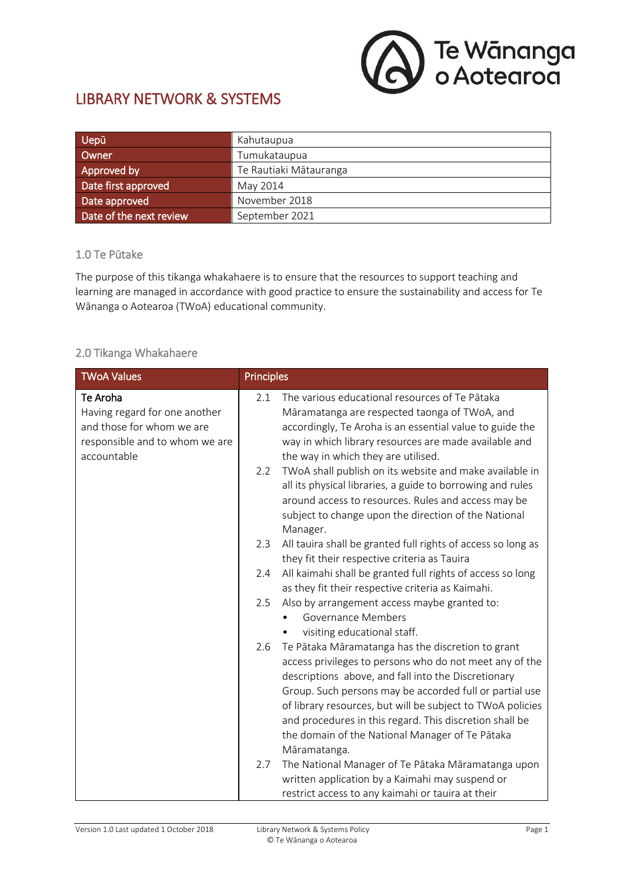# LIBRARY NETWORK & SYSTEMS

| Uepū | Kahutaupua |
|---|---|
| Owner | Tumukataupua |
| Approved by | Te Rautiaki Mātauranga |
| Date first approved | May 2014 |
| Date approved | November 2018 |
| Date of the next review | September 2021 |

## 1.0 Te Pūtake

The purpose of this tikanga whakahaere is to ensure that the resources to support teaching and learning are managed in accordance with good practice to ensure the sustainability and access for Te Wānanga o Aotearoa (TWoA) educational community.

## 2.0 Tikanga Whakahaere

| TWoA Values | Principles |
|---|---|
| **Te Aroha**<br>Having regard for one another and those for whom we are responsible and to whom we are accountable | 2.1 The various educational resources of Te Pātaka Māramatanga are respected taonga of TWoA, and accordingly, Te Aroha is an essential value to guide the way in which library resources are made available and the way in which they are utilised.<br>2.2 TWoA shall publish on its website and make available in all its physical libraries, a guide to borrowing and rules around access to resources. Rules and access may be subject to change upon the direction of the National Manager.<br>2.3 All tauira shall be granted full rights of access so long as they fit their respective criteria as Tauira<br>2.4 All kaimahi shall be granted full rights of access so long as they fit their respective criteria as Kaimahi.<br>2.5 Also by arrangement access maybe granted to:<br>• Governance Members<br>• visiting educational staff.<br>2.6 Te Pātaka Māramatanga has the discretion to grant access privileges to persons who do not meet any of the descriptions above, and fall into the Discretionary Group. Such persons may be accorded full or partial use of library resources, but will be subject to TWoA policies and procedures in this regard. This discretion shall be the domain of the National Manager of Te Pātaka Māramatanga.<br>2.7 The National Manager of Te Pātaka Māramatanga upon written application by a Kaimahi may suspend or restrict access to any kaimahi or tauira at their |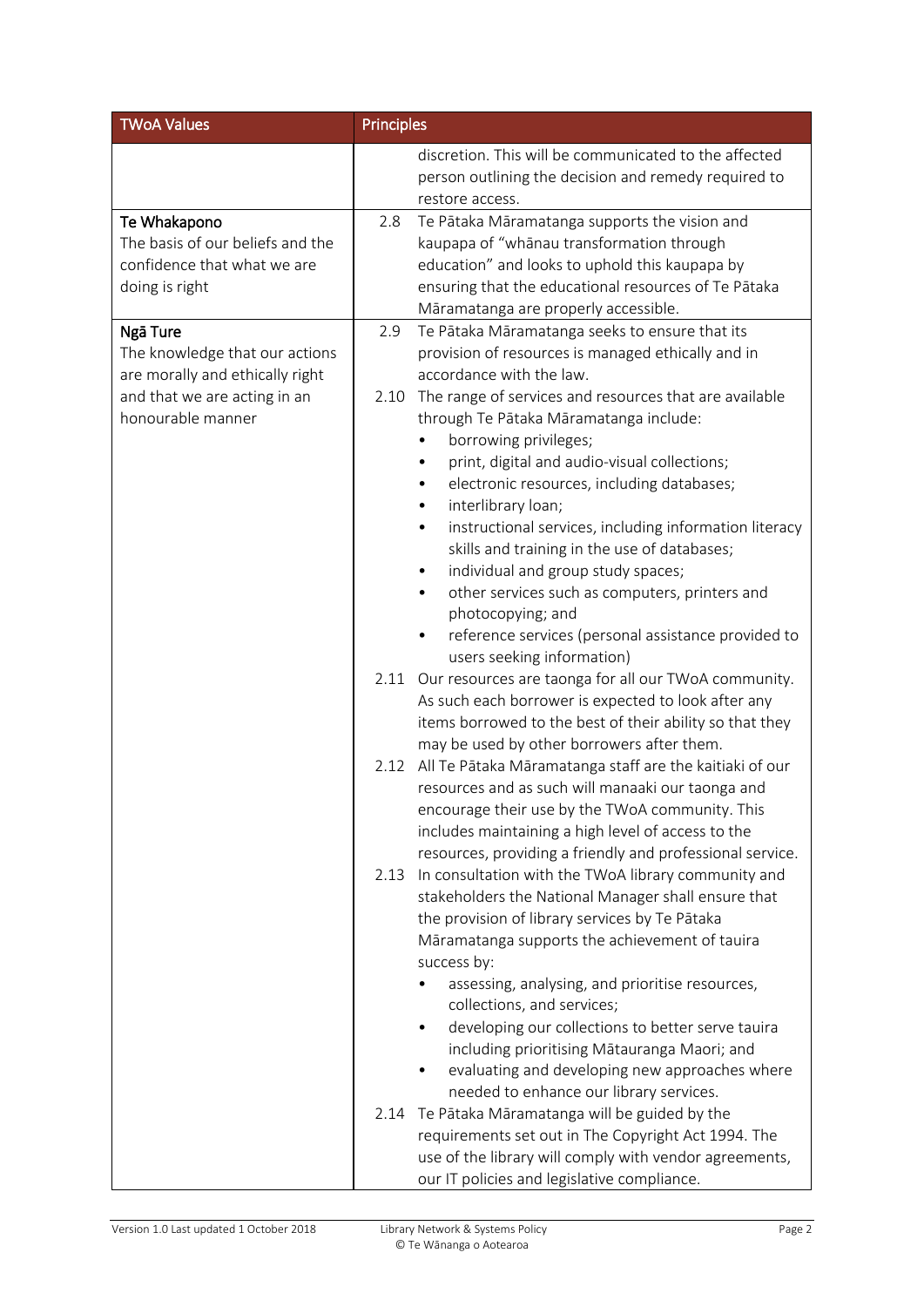| TWoA Values | Principles |
| --- | --- |
| | discretion. This will be communicated to the affected person outlining the decision and remedy required to restore access. |
| **Te Whakapono**<br>The basis of our beliefs and the confidence that what we are doing is right | 2.8 Te Pātaka Māramatanga supports the vision and kaupapa of "whānau transformation through education" and looks to uphold this kaupapa by ensuring that the educational resources of Te Pātaka Māramatanga are properly accessible. |
| **Ngā Ture**<br>The knowledge that our actions are morally and ethically right and that we are acting in an honourable manner | 2.9 Te Pātaka Māramatanga seeks to ensure that its provision of resources is managed ethically and in accordance with the law.<br>2.10 The range of services and resources that are available through Te Pātaka Māramatanga include:<br>• borrowing privileges;<br>• print, digital and audio-visual collections;<br>• electronic resources, including databases;<br>• interlibrary loan;<br>• instructional services, including information literacy skills and training in the use of databases;<br>• individual and group study spaces;<br>• other services such as computers, printers and photocopying; and<br>• reference services (personal assistance provided to users seeking information)<br>2.11 Our resources are taonga for all our TWoA community. As such each borrower is expected to look after any items borrowed to the best of their ability so that they may be used by other borrowers after them.<br>2.12 All Te Pātaka Māramatanga staff are the kaitiaki of our resources and as such will manaaki our taonga and encourage their use by the TWoA community. This includes maintaining a high level of access to the resources, providing a friendly and professional service.<br>2.13 In consultation with the TWoA library community and stakeholders the National Manager shall ensure that the provision of library services by Te Pātaka Māramatanga supports the achievement of tauira success by:<br>• assessing, analysing, and prioritise resources, collections, and services;<br>• developing our collections to better serve tauira including prioritising Mātauranga Maori; and<br>• evaluating and developing new approaches where needed to enhance our library services.<br>2.14 Te Pātaka Māramatanga will be guided by the requirements set out in The Copyright Act 1994. The use of the library will comply with vendor agreements, our IT policies and legislative compliance. |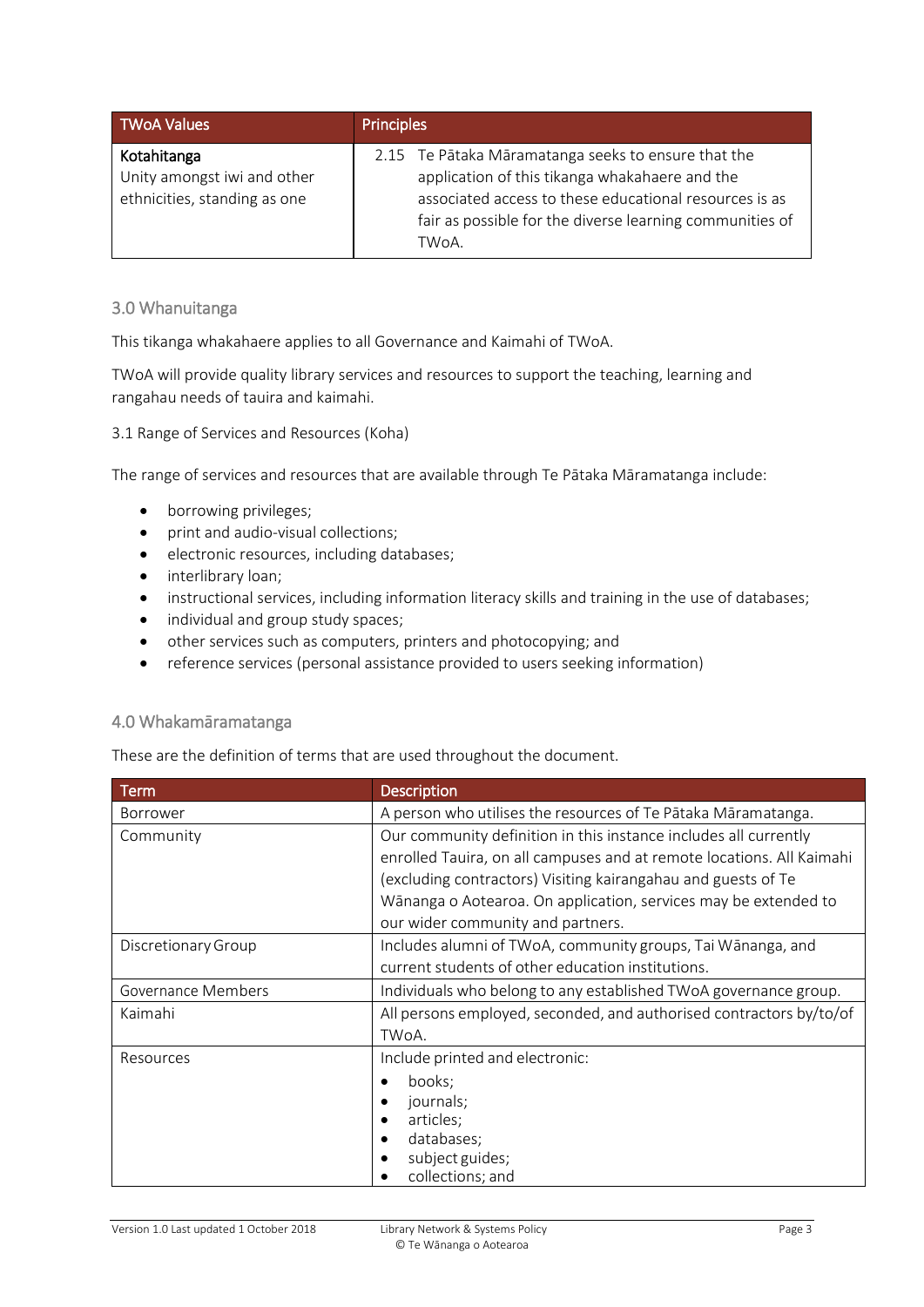| TWoA Values | Principles |
|---|---|
| **Kotahitanga**<br>Unity amongst iwi and other ethnicities, standing as one | 2.15 Te Pātaka Māramatanga seeks to ensure that the application of this tikanga whakahaere and the associated access to these educational resources is as fair as possible for the diverse learning communities of TWoA. |

## 3.0 Whanuitanga

This tikanga whakahaere applies to all Governance and Kaimahi of TWoA.

TWoA will provide quality library services and resources to support the teaching, learning and rangahau needs of tauira and kaimahi.

3.1 Range of Services and Resources (Koha)

The range of services and resources that are available through Te Pātaka Māramatanga include:

- borrowing privileges;
- print and audio-visual collections;
- electronic resources, including databases;
- interlibrary loan;
- instructional services, including information literacy skills and training in the use of databases;
- individual and group study spaces;
- other services such as computers, printers and photocopying; and
- reference services (personal assistance provided to users seeking information)

## 4.0 Whakamāramatanga

These are the definition of terms that are used throughout the document.

| Term | Description |
|---|---|
| Borrower | A person who utilises the resources of Te Pātaka Māramatanga. |
| Community | Our community definition in this instance includes all currently enrolled Tauira, on all campuses and at remote locations. All Kaimahi (excluding contractors) Visiting kairangahau and guests of Te Wānanga o Aotearoa. On application, services may be extended to our wider community and partners. |
| Discretionary Group | Includes alumni of TWoA, community groups, Tai Wānanga, and current students of other education institutions. |
| Governance Members | Individuals who belong to any established TWoA governance group. |
| Kaimahi | All persons employed, seconded, and authorised contractors by/to/of TWoA. |
| Resources | Include printed and electronic:<br>• books;<br>• journals;<br>• articles;<br>• databases;<br>• subject guides;<br>• collections; and |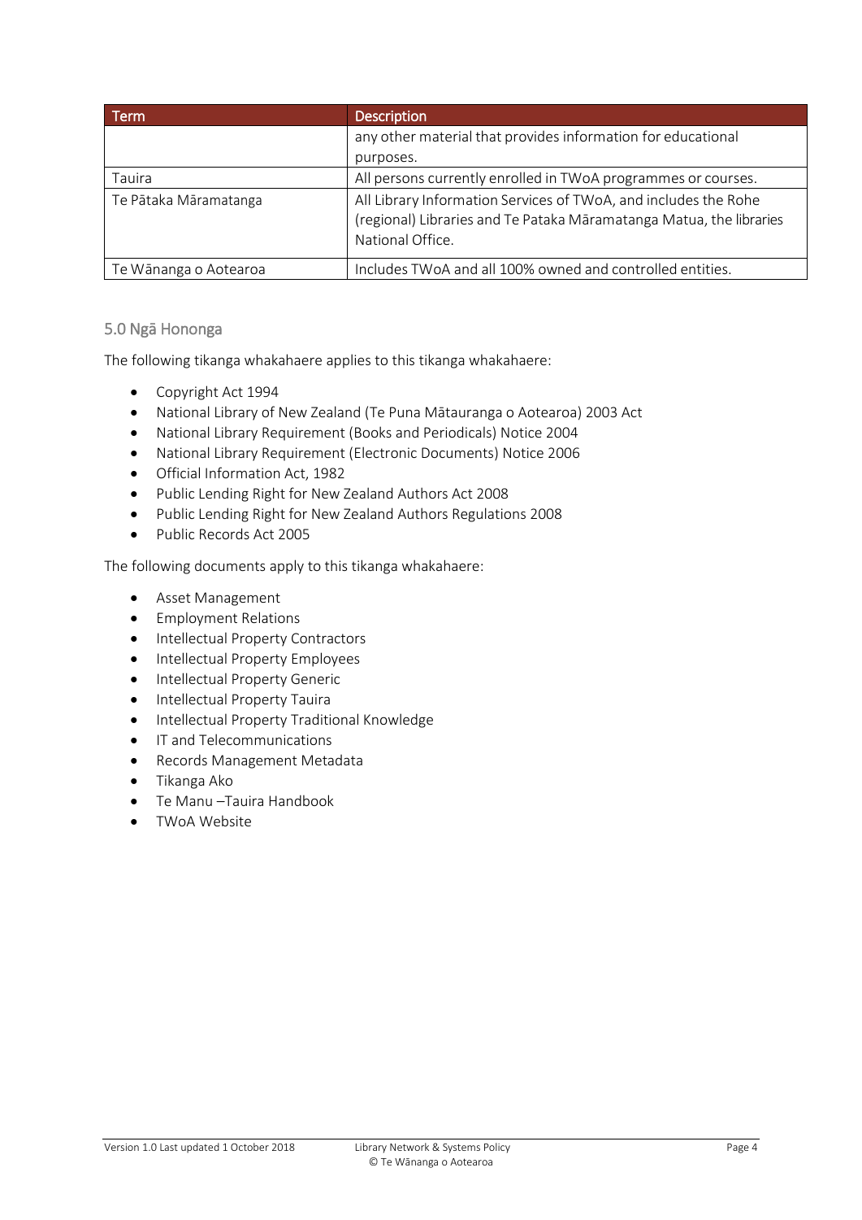| Term | Description |
|---|---|
| | any other material that provides information for educational purposes. |
| Tauira | All persons currently enrolled in TWoA programmes or courses. |
| Te Pātaka Māramatanga | All Library Information Services of TWoA, and includes the Rohe (regional) Libraries and Te Pataka Māramatanga Matua, the libraries National Office. |
| Te Wānanga o Aotearoa | Includes TWoA and all 100% owned and controlled entities. |

### 5.0 Ngā Hononga

The following tikanga whakahaere applies to this tikanga whakahaere:

- Copyright Act 1994
- National Library of New Zealand (Te Puna Mātauranga o Aotearoa) 2003 Act
- National Library Requirement (Books and Periodicals) Notice 2004
- National Library Requirement (Electronic Documents) Notice 2006
- Official Information Act, 1982
- Public Lending Right for New Zealand Authors Act 2008
- Public Lending Right for New Zealand Authors Regulations 2008
- Public Records Act 2005

The following documents apply to this tikanga whakahaere:

- Asset Management
- Employment Relations
- Intellectual Property Contractors
- Intellectual Property Employees
- Intellectual Property Generic
- Intellectual Property Tauira
- Intellectual Property Traditional Knowledge
- IT and Telecommunications
- Records Management Metadata
- Tikanga Ako
- Te Manu –Tauira Handbook
- TWoA Website